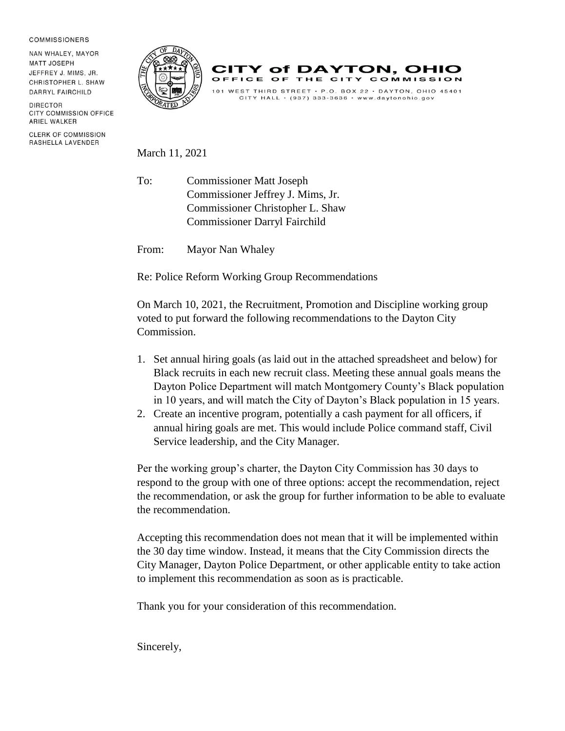COMMISSIONERS

NAN WHALEY, MAYOR
MATT JOSEPH
JEFFREY J. MIMS, JR.
CHRISTOPHER L. SHAW
DARRYL FAIRCHILD

DIRECTOR
CITY COMMISSION OFFICE
ARIEL WALKER

CLERK OF COMMISSION
RASHELLA LAVENDER

# CITY of DAYTON, OHIO

OFFICE OF THE CITY COMMISSION

101 WEST THIRD STREET • P.O. BOX 22 • DAYTON, OHIO 45401
CITY HALL • (937) 333-3636 • www.daytonohio.gov

March 11, 2021

To: Commissioner Matt Joseph
Commissioner Jeffrey J. Mims, Jr.
Commissioner Christopher L. Shaw
Commissioner Darryl Fairchild

From: Mayor Nan Whaley

Re: Police Reform Working Group Recommendations

On March 10, 2021, the Recruitment, Promotion and Discipline working group voted to put forward the following recommendations to the Dayton City Commission.

1. Set annual hiring goals (as laid out in the attached spreadsheet and below) for Black recruits in each new recruit class. Meeting these annual goals means the Dayton Police Department will match Montgomery County's Black population in 10 years, and will match the City of Dayton's Black population in 15 years.
2. Create an incentive program, potentially a cash payment for all officers, if annual hiring goals are met. This would include Police command staff, Civil Service leadership, and the City Manager.

Per the working group's charter, the Dayton City Commission has 30 days to respond to the group with one of three options: accept the recommendation, reject the recommendation, or ask the group for further information to be able to evaluate the recommendation.

Accepting this recommendation does not mean that it will be implemented within the 30 day time window. Instead, it means that the City Commission directs the City Manager, Dayton Police Department, or other applicable entity to take action to implement this recommendation as soon as is practicable.

Thank you for your consideration of this recommendation.

Sincerely,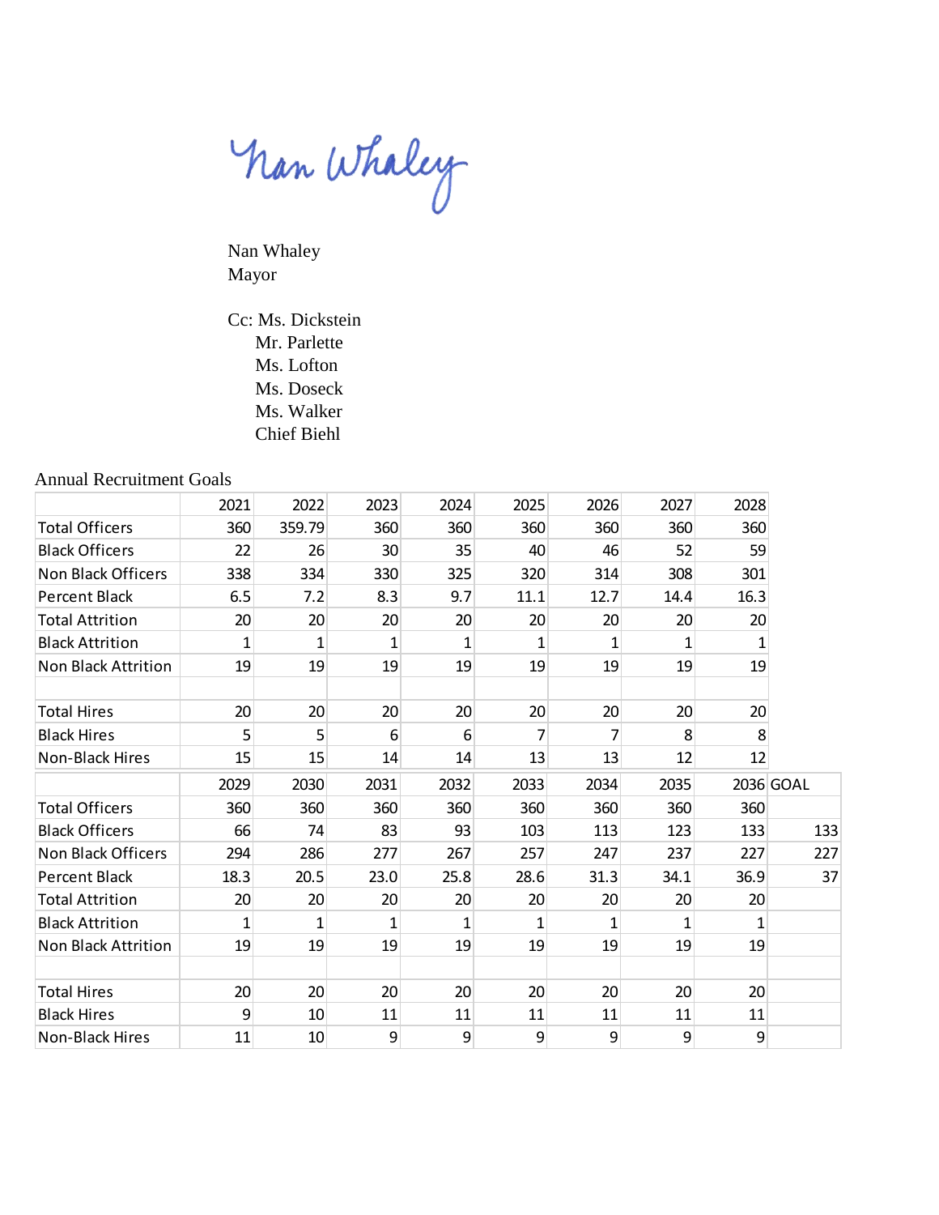Nan Whaley

Nan Whaley
Mayor

Cc: Ms. Dickstein
Mr. Parlette
Ms. Lofton
Ms. Doseck
Ms. Walker
Chief Biehl

Annual Recruitment Goals

| | 2021 | 2022 | 2023 | 2024 | 2025 | 2026 | 2027 | 2028 |
|---|---|---|---|---|---|---|---|---|
| Total Officers | 360 | 359.79 | 360 | 360 | 360 | 360 | 360 | 360 |
| Black Officers | 22 | 26 | 30 | 35 | 40 | 46 | 52 | 59 |
| Non Black Officers | 338 | 334 | 330 | 325 | 320 | 314 | 308 | 301 |
| Percent Black | 6.5 | 7.2 | 8.3 | 9.7 | 11.1 | 12.7 | 14.4 | 16.3 |
| Total Attrition | 20 | 20 | 20 | 20 | 20 | 20 | 20 | 20 |
| Black Attrition | 1 | 1 | 1 | 1 | 1 | 1 | 1 | 1 |
| Non Black Attrition | 19 | 19 | 19 | 19 | 19 | 19 | 19 | 19 |
| | | | | | | | | |
| Total Hires | 20 | 20 | 20 | 20 | 20 | 20 | 20 | 20 |
| Black Hires | 5 | 5 | 6 | 6 | 7 | 7 | 8 | 8 |
| Non-Black Hires | 15 | 15 | 14 | 14 | 13 | 13 | 12 | 12 |

| | 2029 | 2030 | 2031 | 2032 | 2033 | 2034 | 2035 | 2036 | GOAL |
|---|---|---|---|---|---|---|---|---|---|
| Total Officers | 360 | 360 | 360 | 360 | 360 | 360 | 360 | 360 | |
| Black Officers | 66 | 74 | 83 | 93 | 103 | 113 | 123 | 133 | 133 |
| Non Black Officers | 294 | 286 | 277 | 267 | 257 | 247 | 237 | 227 | 227 |
| Percent Black | 18.3 | 20.5 | 23.0 | 25.8 | 28.6 | 31.3 | 34.1 | 36.9 | 37 |
| Total Attrition | 20 | 20 | 20 | 20 | 20 | 20 | 20 | 20 | |
| Black Attrition | 1 | 1 | 1 | 1 | 1 | 1 | 1 | 1 | |
| Non Black Attrition | 19 | 19 | 19 | 19 | 19 | 19 | 19 | 19 | |
| | | | | | | | | | |
| Total Hires | 20 | 20 | 20 | 20 | 20 | 20 | 20 | 20 | |
| Black Hires | 9 | 10 | 11 | 11 | 11 | 11 | 11 | 11 | |
| Non-Black Hires | 11 | 10 | 9 | 9 | 9 | 9 | 9 | 9 | |